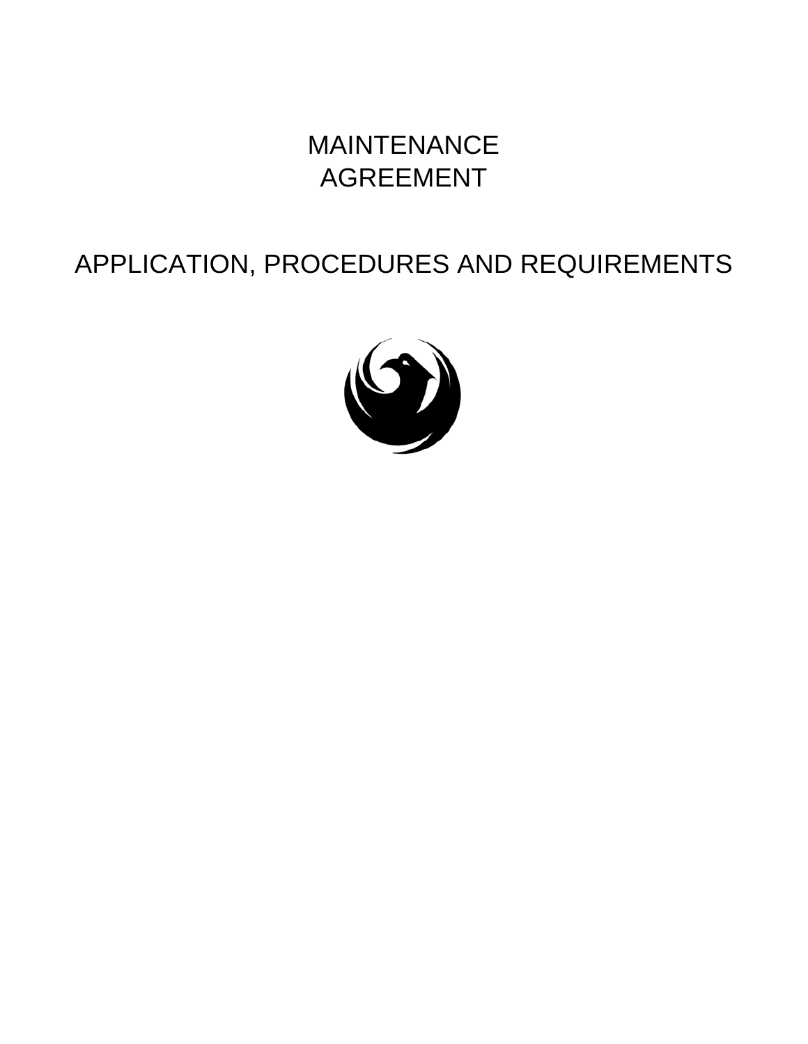# MAINTENANCE AGREEMENT

## APPLICATION, PROCEDURES AND REQUIREMENTS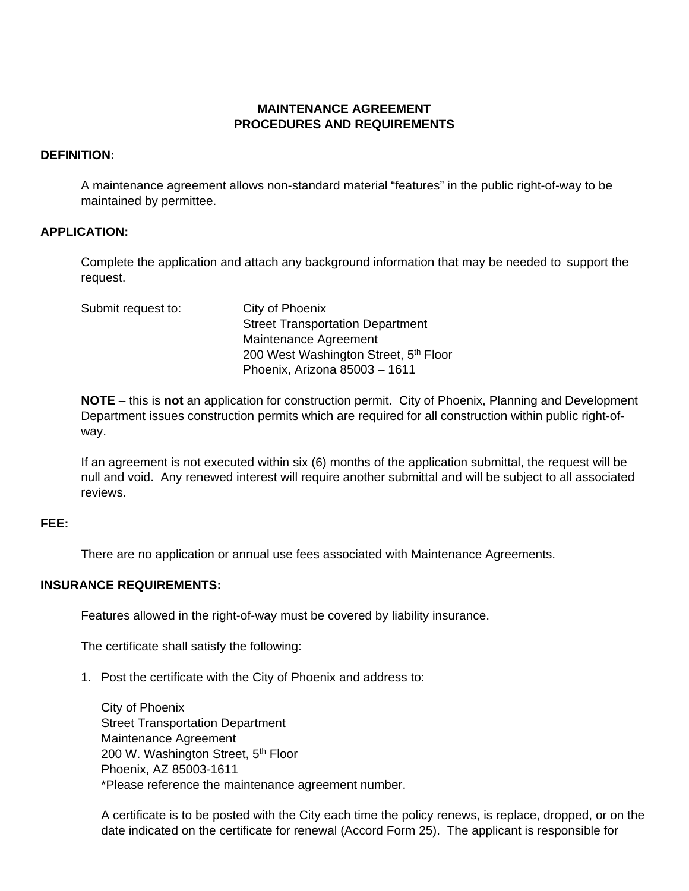# MAINTENANCE AGREEMENT
# PROCEDURES AND REQUIREMENTS

## DEFINITION:

A maintenance agreement allows non-standard material "features" in the public right-of-way to be maintained by permittee.

## APPLICATION:

Complete the application and attach any background information that may be needed to support the request.

Submit request to:

City of Phoenix
Street Transportation Department
Maintenance Agreement
200 West Washington Street, 5th Floor
Phoenix, Arizona 85003 – 1611

**NOTE** – this is **not** an application for construction permit. City of Phoenix, Planning and Development Department issues construction permits which are required for all construction within public right-of-way.

If an agreement is not executed within six (6) months of the application submittal, the request will be null and void. Any renewed interest will require another submittal and will be subject to all associated reviews.

## FEE:

There are no application or annual use fees associated with Maintenance Agreements.

## INSURANCE REQUIREMENTS:

Features allowed in the right-of-way must be covered by liability insurance.

The certificate shall satisfy the following:

1. Post the certificate with the City of Phoenix and address to:

   City of Phoenix
   Street Transportation Department
   Maintenance Agreement
   200 W. Washington Street, 5th Floor
   Phoenix, AZ 85003-1611
   *Please reference the maintenance agreement number.

   A certificate is to be posted with the City each time the policy renews, is replace, dropped, or on the date indicated on the certificate for renewal (Accord Form 25). The applicant is responsible for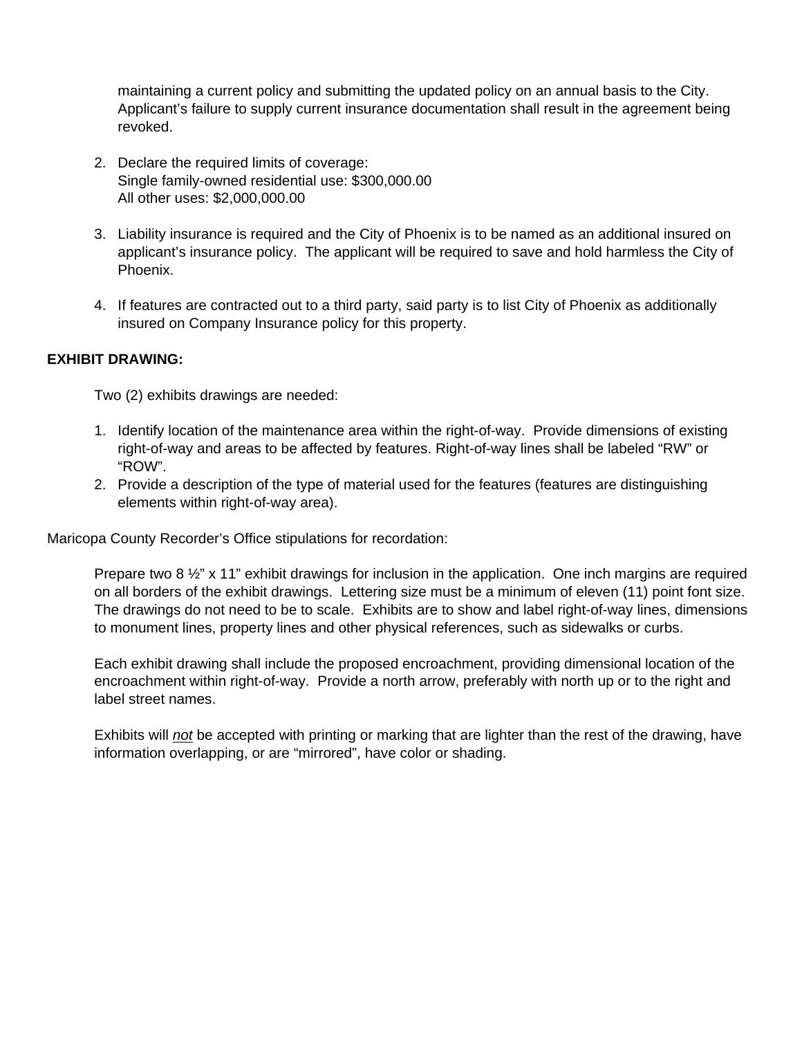maintaining a current policy and submitting the updated policy on an annual basis to the City. Applicant's failure to supply current insurance documentation shall result in the agreement being revoked.

2. Declare the required limits of coverage:
   Single family-owned residential use: $300,000.00
   All other uses: $2,000,000.00

3. Liability insurance is required and the City of Phoenix is to be named as an additional insured on applicant's insurance policy. The applicant will be required to save and hold harmless the City of Phoenix.

4. If features are contracted out to a third party, said party is to list City of Phoenix as additionally insured on Company Insurance policy for this property.

**EXHIBIT DRAWING:**

Two (2) exhibits drawings are needed:

1. Identify location of the maintenance area within the right-of-way. Provide dimensions of existing right-of-way and areas to be affected by features. Right-of-way lines shall be labeled "RW" or "ROW".
2. Provide a description of the type of material used for the features (features are distinguishing elements within right-of-way area).

Maricopa County Recorder's Office stipulations for recordation:

Prepare two 8 ½" x 11" exhibit drawings for inclusion in the application. One inch margins are required on all borders of the exhibit drawings. Lettering size must be a minimum of eleven (11) point font size. The drawings do not need to be to scale. Exhibits are to show and label right-of-way lines, dimensions to monument lines, property lines and other physical references, such as sidewalks or curbs.

Each exhibit drawing shall include the proposed encroachment, providing dimensional location of the encroachment within right-of-way. Provide a north arrow, preferably with north up or to the right and label street names.

Exhibits will _not_ be accepted with printing or marking that are lighter than the rest of the drawing, have information overlapping, or are "mirrored", have color or shading.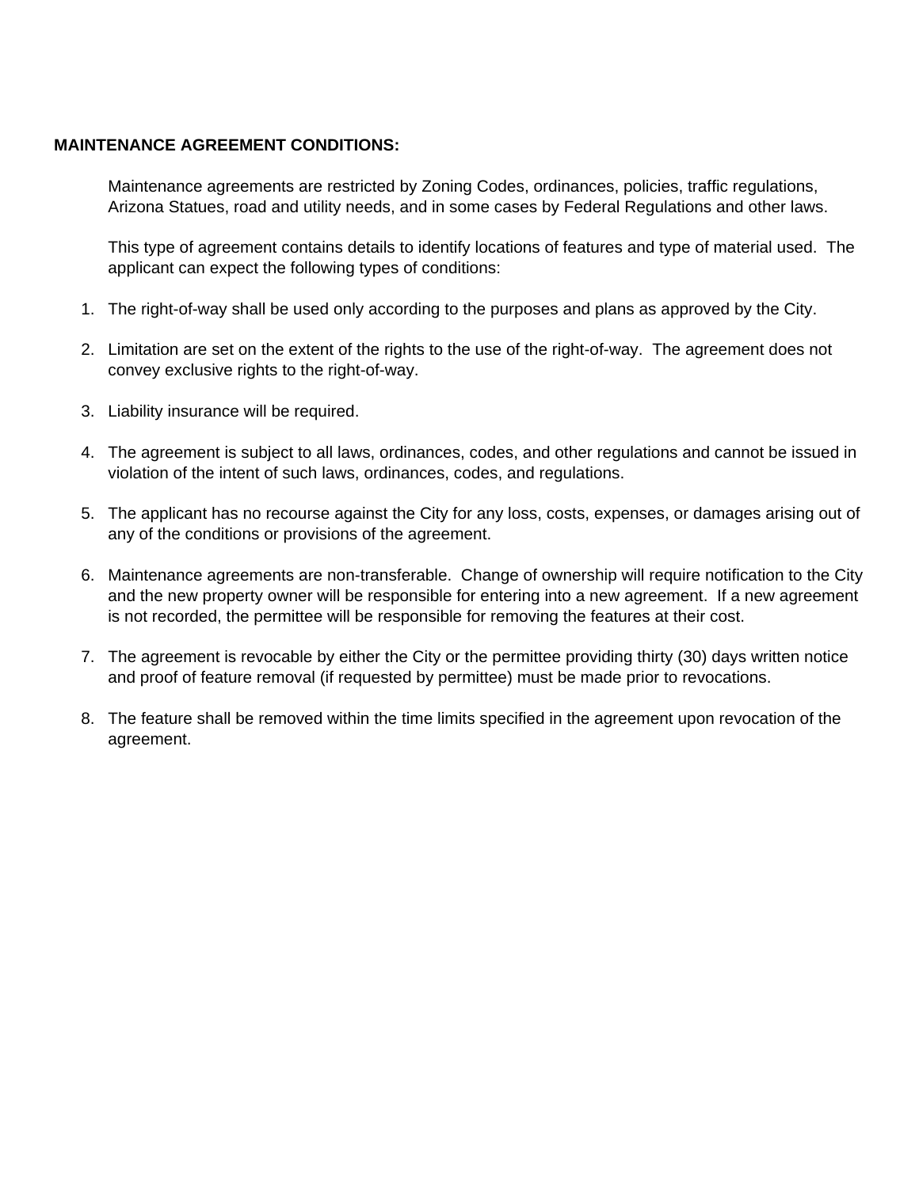**MAINTENANCE AGREEMENT CONDITIONS:**

Maintenance agreements are restricted by Zoning Codes, ordinances, policies, traffic regulations, Arizona Statues, road and utility needs, and in some cases by Federal Regulations and other laws.

This type of agreement contains details to identify locations of features and type of material used. The applicant can expect the following types of conditions:

1. The right-of-way shall be used only according to the purposes and plans as approved by the City.

2. Limitation are set on the extent of the rights to the use of the right-of-way. The agreement does not convey exclusive rights to the right-of-way.

3. Liability insurance will be required.

4. The agreement is subject to all laws, ordinances, codes, and other regulations and cannot be issued in violation of the intent of such laws, ordinances, codes, and regulations.

5. The applicant has no recourse against the City for any loss, costs, expenses, or damages arising out of any of the conditions or provisions of the agreement.

6. Maintenance agreements are non-transferable. Change of ownership will require notification to the City and the new property owner will be responsible for entering into a new agreement. If a new agreement is not recorded, the permittee will be responsible for removing the features at their cost.

7. The agreement is revocable by either the City or the permittee providing thirty (30) days written notice and proof of feature removal (if requested by permittee) must be made prior to revocations.

8. The feature shall be removed within the time limits specified in the agreement upon revocation of the agreement.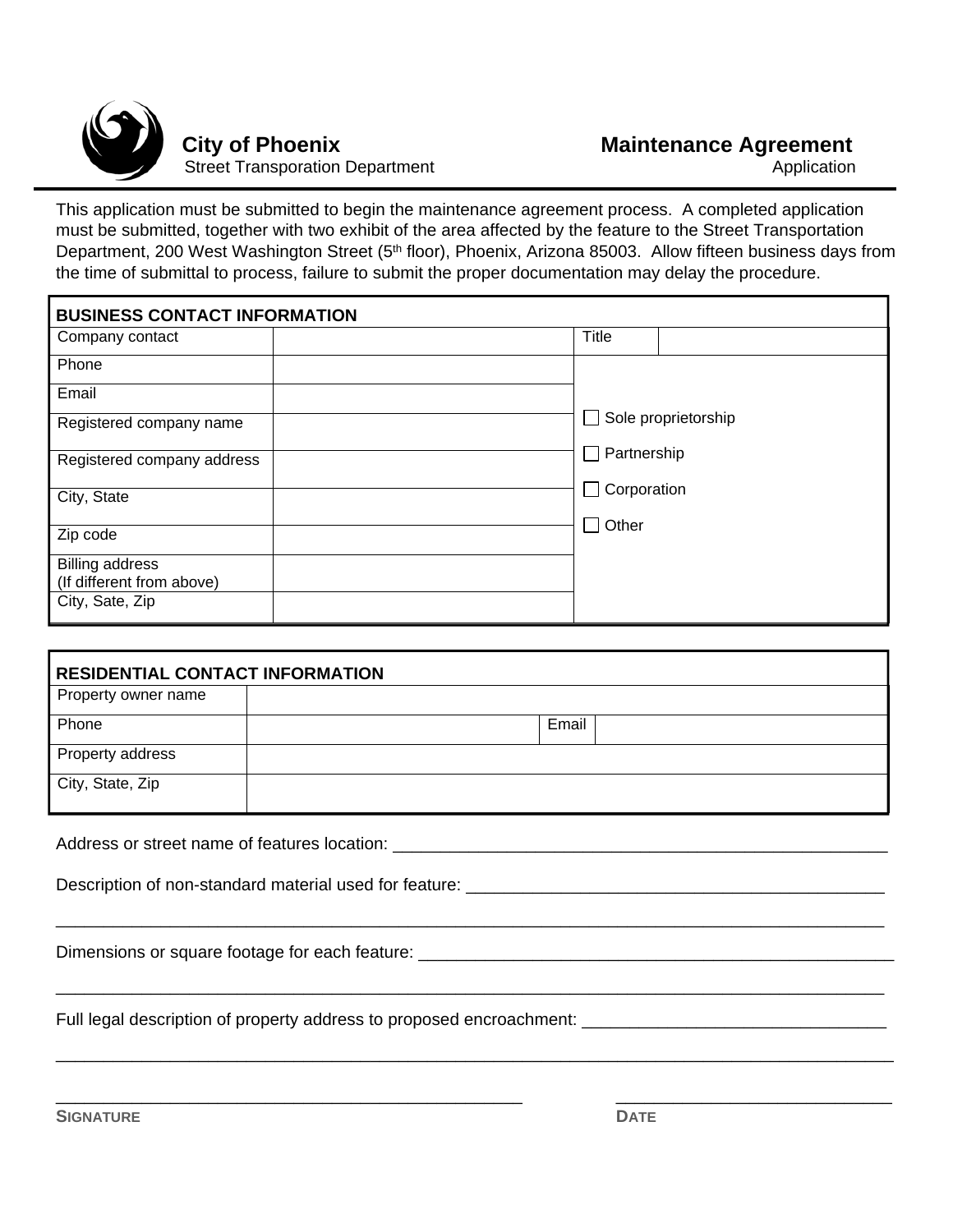**City of Phoenix**
Street Transporation Department

**Maintenance Agreement**
Application

This application must be submitted to begin the maintenance agreement process. A completed application must be submitted, together with two exhibit of the area affected by the feature to the Street Transportation Department, 200 West Washington Street (5th floor), Phoenix, Arizona 85003. Allow fifteen business days from the time of submittal to process, failure to submit the proper documentation may delay the procedure.

| BUSINESS CONTACT INFORMATION | | | |
|---|---|---|---|
| Company contact | | Title | |
| Phone | | ☐ Sole proprietorship | |
| Email | | ☐ Partnership | |
| Registered company name | | ☐ Corporation | |
| Registered company address | | ☐ Other | |
| City, State | | | |
| Zip code | | | |
| Billing address (If different from above) | | | |
| City, Sate, Zip | | | |

| RESIDENTIAL CONTACT INFORMATION | | | |
|---|---|---|---|
| Property owner name | | | |
| Phone | | Email | |
| Property address | | | |
| City, State, Zip | | | |

Address or street name of features location: ____________________________________________________

Description of non-standard material used for feature: ___________________________________________

______________________________________________________________________________________

Dimensions or square footage for each feature: _________________________________________________

______________________________________________________________________________________

Full legal description of property address to proposed encroachment: ______________________________

______________________________________________________________________________________

_____________________________________________ _____________________________

SIGNATURE DATE